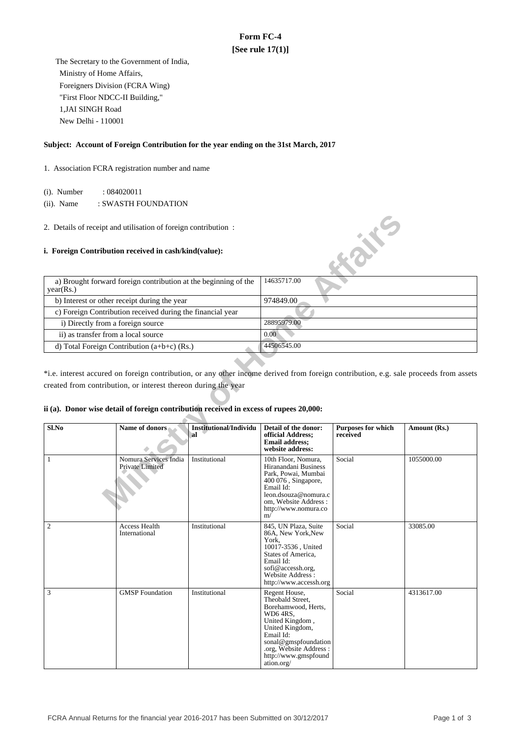# Form FC-4

**[See rule 17(1)]**

The Secretary to the Government of India,
Ministry of Home Affairs,
Foreigners Division (FCRA Wing)
"First Floor NDCC-II Building,"
1,JAI SINGH Road
New Delhi - 110001

**Subject: Account of Foreign Contribution for the year ending on the 31st March, 2017**

1. Association FCRA registration number and name

(i). Number : 084020011

(ii). Name : SWASTH FOUNDATION

2. Details of receipt and utilisation of foreign contribution :

**i. Foreign Contribution received in cash/kind(value):**

| | |
|---|---|
| a) Brought forward foreign contribution at the beginning of the year(Rs.) | 14635717.00 |
| b) Interest or other receipt during the year | 974849.00 |
| c) Foreign Contribution received during the financial year | |
| i) Directly from a foreign source | 28895979.00 |
| ii) as transfer from a local source | 0.00 |
| d) Total Foreign Contribution (a+b+c) (Rs.) | 44506545.00 |

*i.e. interest accured on foreign contribution, or any other income derived from foreign contribution, e.g. sale proceeds from assets created from contribution, or interest thereon during the year

**ii (a). Donor wise detail of foreign contribution received in excess of rupees 20,000:**

| Sl.No | Name of donors | Institutional/Individual | Detail of the donor: official Address; Email address; website address: | Purposes for which received | Amount (Rs.) |
|---|---|---|---|---|---|
| 1 | Nomura Services India Private Limited | Institutional | 10th Floor, Nomura, Hiranandani Business Park, Powai, Mumbai 400 076 , Singapore, Email Id: leon.dsouza@nomura.com, Website Address : http://www.nomura.com/ | Social | 1055000.00 |
| 2 | Access Health International | Institutional | 845, UN Plaza, Suite 86A, New York,New York, 10017-3536 , United States of America, Email Id: sofi@accessh.org, Website Address : http://www.accessh.org | Social | 33085.00 |
| 3 | GMSP Foundation | Institutional | Regent House, Theobald Street, Borehamwood, Herts, WD6 4RS, United Kingdom , United Kingdom, Email Id: sonal@gmspfoundation.org, Website Address : http://www.gmspfoundation.org/ | Social | 4313617.00 |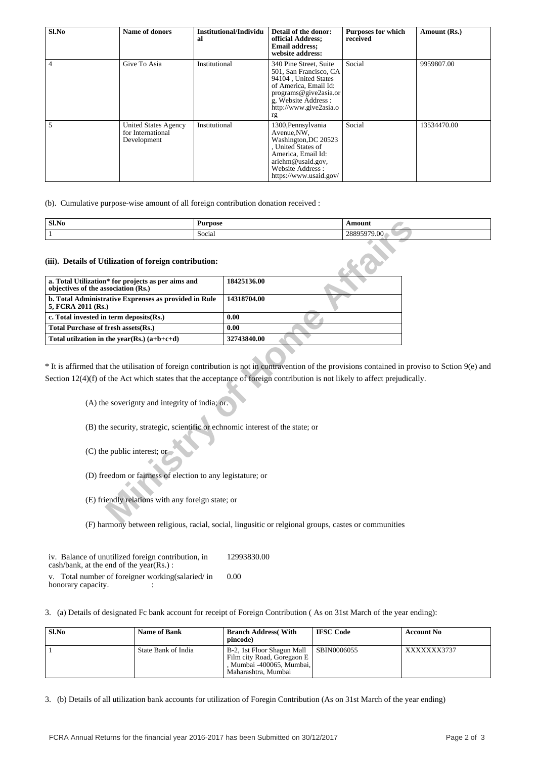| Sl.No | Name of donors | Institutional/Individual | Detail of the donor: official Address; Email address; website address: | Purposes for which received | Amount (Rs.) |
|---|---|---|---|---|---|
| 4 | Give To Asia | Institutional | 340 Pine Street, Suite 501, San Francisco, CA 94104 , United States of America, Email Id: programs@give2asia.org, Website Address : http://www.give2asia.org | Social | 9959807.00 |
| 5 | United States Agency for International Development | Institutional | 1300,Pennsylvania Avenue,NW, Washington,DC 20523 , United States of America, Email Id: ariehm@usaid.gov, Website Address : https://www.usaid.gov/ | Social | 13534470.00 |

(b). Cumulative purpose-wise amount of all foreign contribution donation received :

| Sl.No | Purpose | Amount |
|---|---|---|
| 1 | Social | 28895979.00 |

### (iii). Details of Utilization of foreign contribution:

| | |
|---|---|
| **a. Total Utilization* for projects as per aims and objectives of the association (Rs.)** | **18425136.00** |
| **b. Total Administrative Exprenses as provided in Rule 5, FCRA 2011 (Rs.)** | **14318704.00** |
| **c. Total invested in term deposits(Rs.)** | **0.00** |
| **Total Purchase of fresh assets(Rs.)** | **0.00** |
| **Total utilzation in the year(Rs.) (a+b+c+d)** | **32743840.00** |

* It is affirmed that the utilisation of foreign contribution is not in contravention of the provisions contained in proviso to Sction 9(e) and Section 12(4)(f) of the Act which states that the acceptance of foreign contribution is not likely to affect prejudically.

(A) the soverignty and integrity of india; or.

(B) the security, strategic, scientific or echnomic interest of the state; or

(C) the public interest; or

(D) freedom or fairness of election to any legistature; or

(E) friendly relations with any foreign state; or

(F) harmony between religious, racial, social, lingusitic or relgional groups, castes or communities

| | |
|---|---|
| iv. Balance of unutilized foreign contribution, in cash/bank, at the end of the year(Rs.) : | 12993830.00 |
| v. Total number of foreigner working(salaried/ in honorary capacity. : | 0.00 |

3. (a) Details of designated Fc bank account for receipt of Foreign Contribution ( As on 31st March of the year ending):

| Sl.No | Name of Bank | Branch Address( With pincode) | IFSC Code | Account No |
|---|---|---|---|---|
| 1 | State Bank of India | B-2, 1st Floor Shagun Mall Film city Road, Goregaon E , Mumbai -400065, Mumbai, Maharashtra, Mumbai | SBIN0006055 | XXXXXXX3737 |

3. (b) Details of all utilization bank accounts for utilization of Foregin Contribution (As on 31st March of the year ending)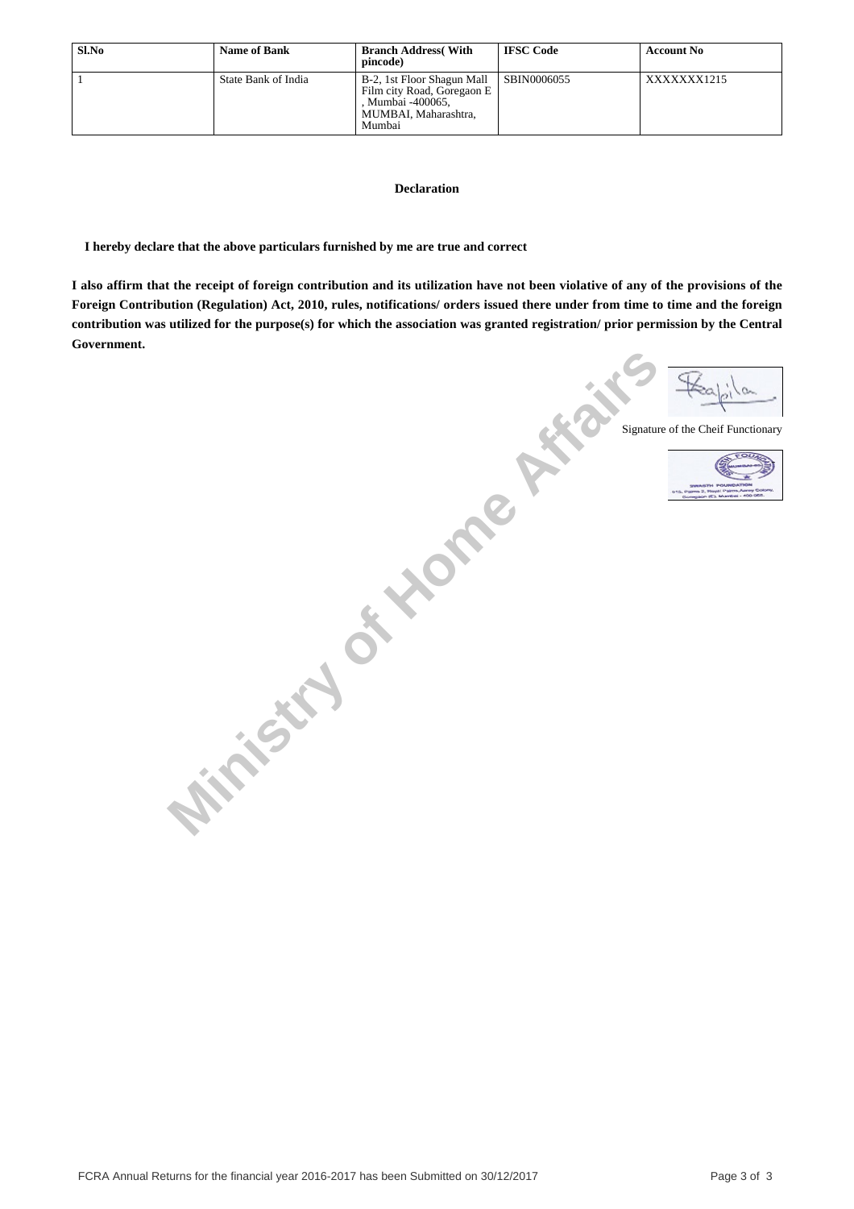| Sl.No | Name of Bank | Branch Address( With pincode) | IFSC Code | Account No |
|---|---|---|---|---|
| 1 | State Bank of India | B-2, 1st Floor Shagun Mall Film city Road, Goregaon E , Mumbai -400065, MUMBAI, Maharashtra, Mumbai | SBIN0006055 | XXXXXXX1215 |

**Declaration**

**I hereby declare that the above particulars furnished by me are true and correct**

**I also affirm that the receipt of foreign contribution and its utilization have not been violative of any of the provisions of the Foreign Contribution (Regulation) Act, 2010, rules, notifications/ orders issued there under from time to time and the foreign contribution was utilized for the purpose(s) for which the association was granted registration/ prior permission by the Central Government.**

Signature of the Cheif Functionary

FCRA Annual Returns for the financial year 2016-2017 has been Submitted on 30/12/2017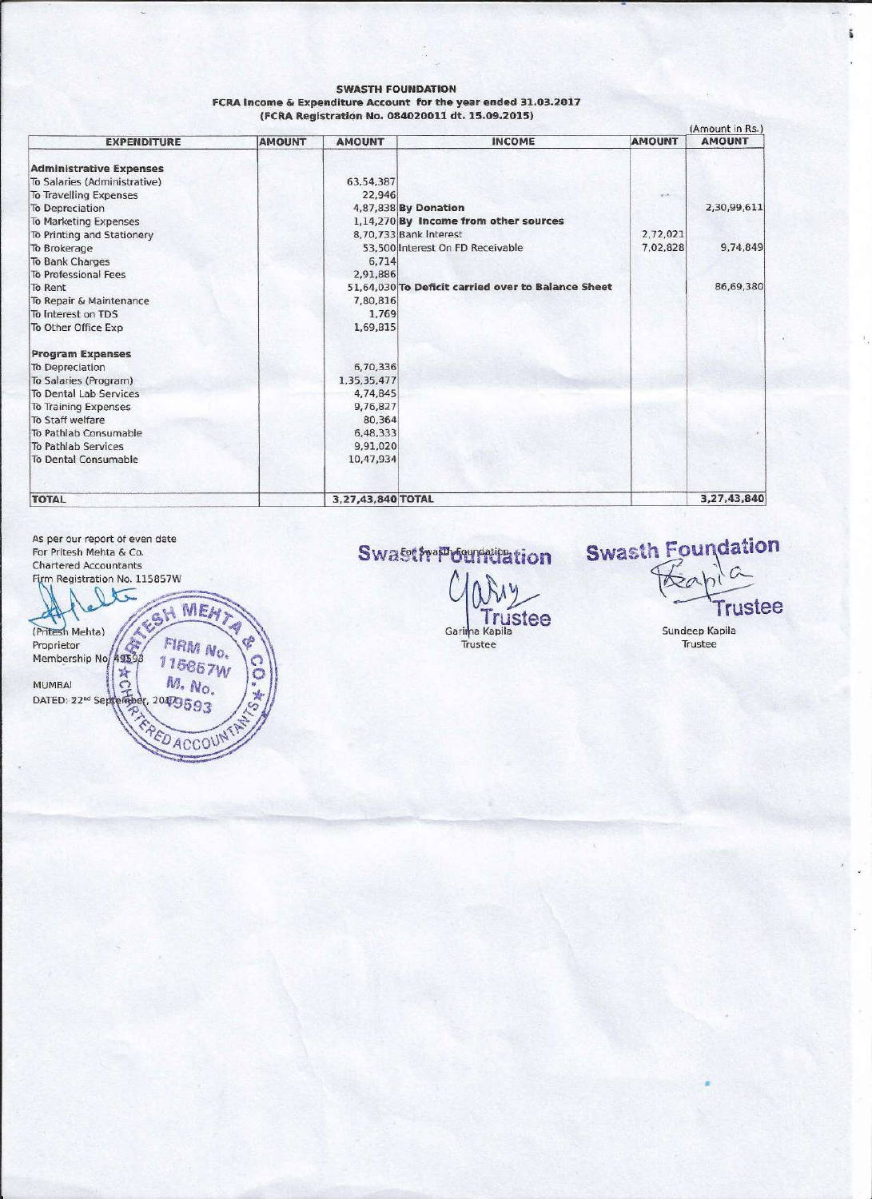**SWASTH FOUNDATION**

**FCRA Income & Expenditure Account for the year ended 31.03.2017**

**(FCRA Registration No. 084020011 dt. 15.09.2015)**

(Amount in Rs.)

| EXPENDITURE | AMOUNT | AMOUNT | INCOME | AMOUNT | AMOUNT |
|---|---|---|---|---|---|
| **Administrative Expenses** | | | | | |
| To Salaries (Administrative) | | 63,54,387 | | | |
| To Travelling Expenses | | 22,946 | | | |
| To Depreciation | | 4,87,838 | **By Donation** | | 2,30,99,611 |
| To Marketing Expenses | | 1,14,270 | **By Income from other sources** | | |
| To Printing and Stationery | | 8,70,733 | Bank Interest | 2,72,021 | |
| To Brokerage | | 53,500 | Interest On FD Receivable | 7,02,828 | 9,74,849 |
| To Bank Charges | | 6,714 | | | |
| To Professional Fees | | 2,91,886 | | | |
| To Rent | | 51,64,030 | **To Deficit carried over to Balance Sheet** | | 86,69,380 |
| To Repair & Maintenance | | 7,80,816 | | | |
| To Interest on TDS | | 1,769 | | | |
| To Other Office Exp | | 1,69,815 | | | |
| **Program Expenses** | | | | | |
| To Depreciation | | 6,70,336 | | | |
| To Salaries (Program) | | 1,35,35,477 | | | |
| To Dental Lab Services | | 4,74,845 | | | |
| To Training Expenses | | 9,76,827 | | | |
| To Staff welfare | | 80,364 | | | |
| To Pathlab Consumable | | 6,48,333 | | | |
| To Pathlab Services | | 9,91,020 | | | |
| To Dental Consumable | | 10,47,934 | | | |
| **TOTAL** | | 3,27,43,840 | **TOTAL** | | 3,27,43,840 |

As per our report of even date
For Pritesh Mehta & Co.
Chartered Accountants
Firm Registration No. 115857W

(Pritesh Mehta)
Proprietor
Membership No. 49593

MUMBAI
DATED: 22nd September, 2017

For Swasth Foundation

Garima Kapila
Trustee

Swasth Foundation

Sundeep Kapila
Trustee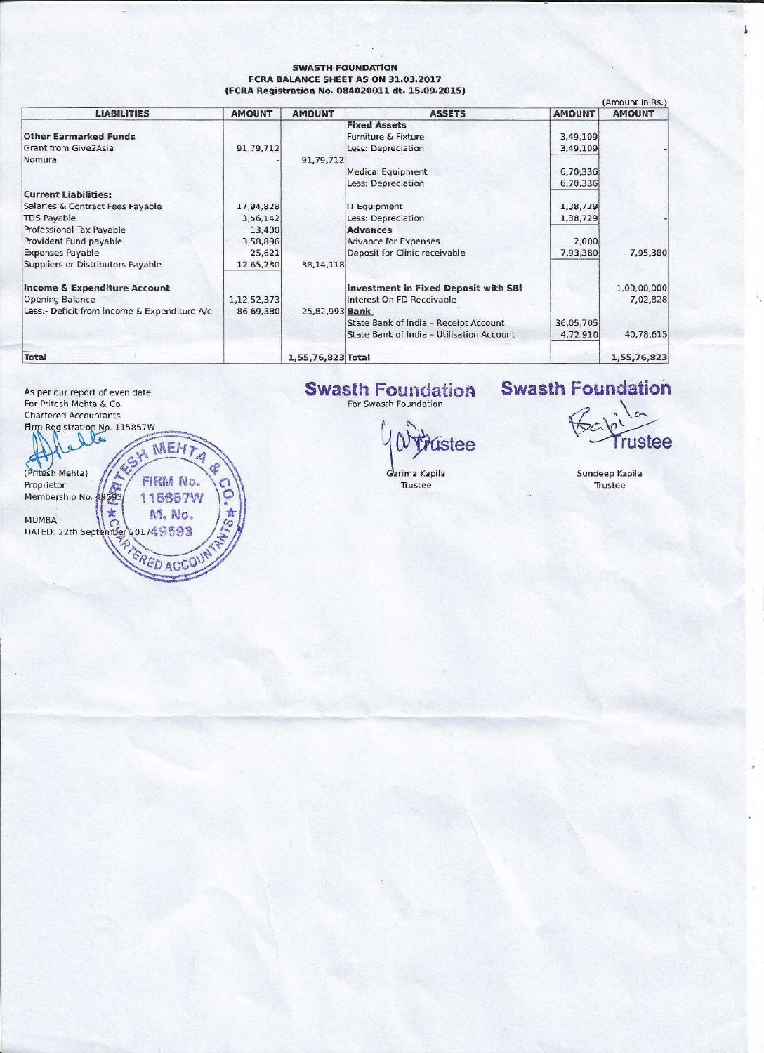**SWASTH FOUNDATION**
**FCRA BALANCE SHEET AS ON 31.03.2017**
**(FCRA Registration No. 084020011 dt. 15.09.2015)**

(Amount in Rs.)

| LIABILITIES | AMOUNT | AMOUNT | ASSETS | AMOUNT | AMOUNT |
|---|---|---|---|---|---|
| | | | **Fixed Assets** | | |
| **Other Earmarked Funds** | | | Furniture & Fixture | 3,49,109 | |
| Grant from Give2Asia | 91,79,712 | | Less: Depreciation | 3,49,109 | - |
| Nomura | - | 91,79,712 | | | |
| | | | Medical Equipment | 6,70,336 | |
| | | | Less: Depreciation | 6,70,336 | |
| **Current Liabilities:** | | | | | |
| Salaries & Contract Fees Payable | 17,94,828 | | IT Equipment | 1,38,729 | |
| TDS Payable | 3,56,142 | | Less: Depreciation | 1,38,729 | - |
| Professional Tax Payable | 13,400 | | **Advances** | | |
| Provident Fund payable | 3,58,896 | | Advance for Expenses | 2,000 | |
| Expenses Payable | 25,621 | | Deposit for Clinic receivable | 7,93,380 | 7,95,380 |
| Suppliers or Distributors Payable | 12,65,230 | 38,14,118 | | | |
| **Income & Expenditure Account** | | | **Investment in Fixed Deposit with SBI** | | 1,00,00,000 |
| Opening Balance | 1,12,52,373 | | Interest On FD Receivable | | 7,02,828 |
| Less:- Deficit from Income & Expenditure A/c | 86,69,380 | 25,82,993 | **Bank** | | |
| | | | State Bank of India - Receipt Account | 36,05,705 | |
| | | | State Bank of India - Utilisation Account | 4,72,910 | 40,78,615 |
| **Total** | | 1,55,76,823 | **Total** | | 1,55,76,823 |

As per our report of even date
For Pritesh Mehta & Co.
Chartered Accountants
Firm Registration No. 115857W

(Pritesh Mehta)
Proprietor
Membership No. 49593

MUMBAI
DATED: 22th September 2017

For Swasth Foundation

Trustee
Garima Kapila
Trustee

Trustee
Sundeep Kapila
Trustee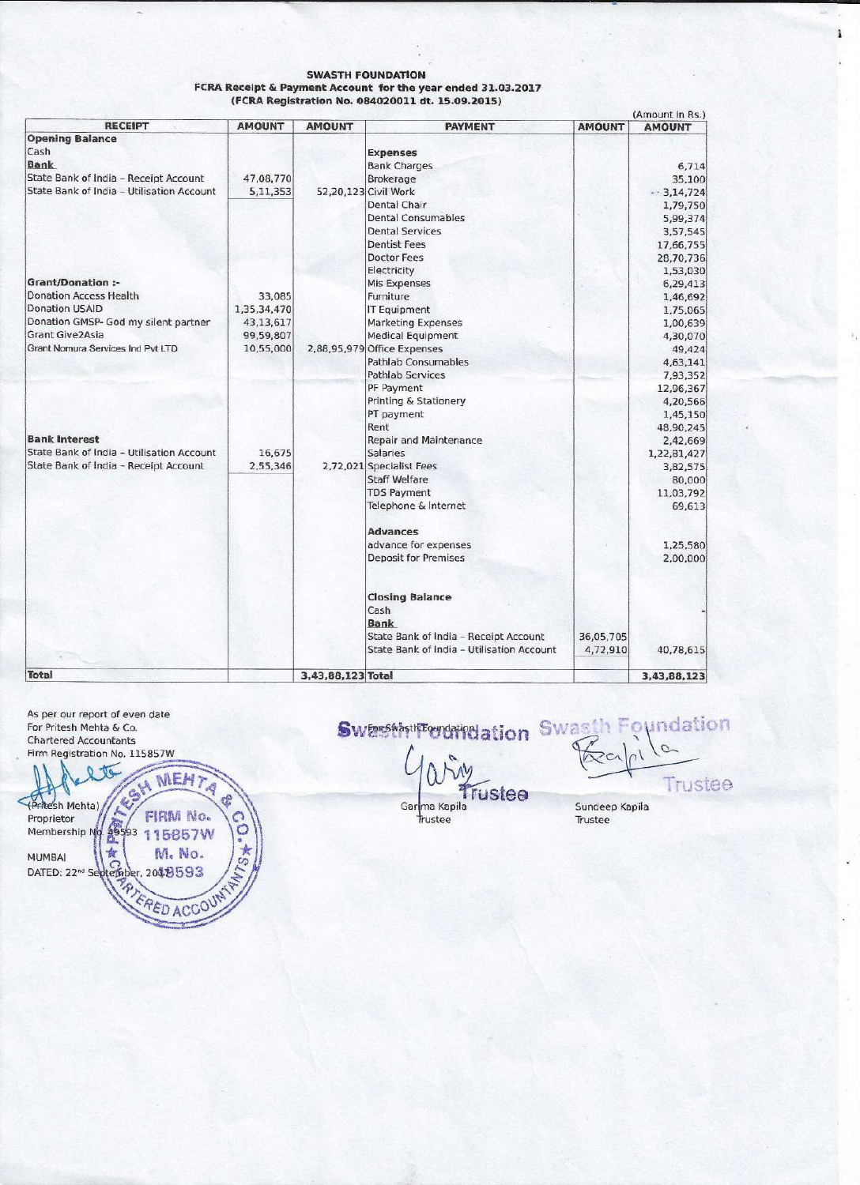**SWASTH FOUNDATION**
**FCRA Receipt & Payment Account for the year ended 31.03.2017**
**(FCRA Registration No. 084020011 dt. 15.09.2015)**

(Amount in Rs.)

| RECEIPT | AMOUNT | AMOUNT | PAYMENT | AMOUNT | AMOUNT |
|---|---|---|---|---|---|
| **Opening Balance** | | | | | |
| Cash | | | **Expenses** | | |
| **Bank** | | | Bank Charges | | 6,714 |
| State Bank of India - Receipt Account | 47,08,770 | | Brokerage | | 35,100 |
| State Bank of India - Utilisation Account | 5,11,353 | 52,20,123 | Civil Work | | 3,14,724 |
| | | | Dental Chair | | 1,79,750 |
| | | | Dental Consumables | | 5,99,374 |
| | | | Dental Services | | 3,57,545 |
| | | | Dentist Fees | | 17,66,755 |
| | | | Doctor Fees | | 28,70,736 |
| | | | Electricity | | 1,53,030 |
| **Grant/Donation :-** | | | Mis Expenses | | 6,29,413 |
| Donation Access Health | 33,085 | | Furniture | | 1,46,692 |
| Donation USAID | 1,35,34,470 | | IT Equipment | | 1,75,065 |
| Donation GMSP- God my silent partner | 43,13,617 | | Marketing Expenses | | 1,00,639 |
| Grant Give2Asia | 99,59,807 | | Medical Equipment | | 4,30,070 |
| Grant Nomura Services Ind Pvt LTD | 10,55,000 | 2,88,95,979 | Office Expenses | | 49,424 |
| | | | Pathlab Consumables | | 4,63,141 |
| | | | Pathlab Services | | 7,93,352 |
| | | | PF Payment | | 12,96,367 |
| | | | Printing & Stationery | | 4,20,566 |
| | | | PT payment | | 1,45,150 |
| | | | Rent | | 48,90,245 |
| **Bank Interest** | | | Repair and Maintenance | | 2,42,669 |
| State Bank of India - Utilisation Account | 16,675 | | Salaries | | 1,22,81,427 |
| State Bank of India - Receipt Account | 2,55,346 | 2,72,021 | Specialist Fees | | 3,82,575 |
| | | | Staff Welfare | | 80,000 |
| | | | TDS Payment | | 11,03,792 |
| | | | Telephone & Internet | | 69,613 |
| | | | **Advances** | | |
| | | | advance for expenses | | 1,25,580 |
| | | | Deposit for Premises | | 2,00,000 |
| | | | **Closing Balance** | | |
| | | | Cash | | - |
| | | | **Bank** | | |
| | | | State Bank of India - Receipt Account | 36,05,705 | |
| | | | State Bank of India - Utilisation Account | 4,72,910 | 40,78,615 |
| **Total** | | 3,43,88,123 | **Total** | | 3,43,88,123 |

As per our report of even date
For Pritesh Mehta & Co.
Chartered Accountants
Firm Registration No. 115857W

(Pritesh Mehta)
Proprietor
Membership No. 49593

MUMBAI
DATED: 22nd September, 2017

For Swasth Foundation

Garima Kapila
Trustee

Sundeep Kapila
Trustee